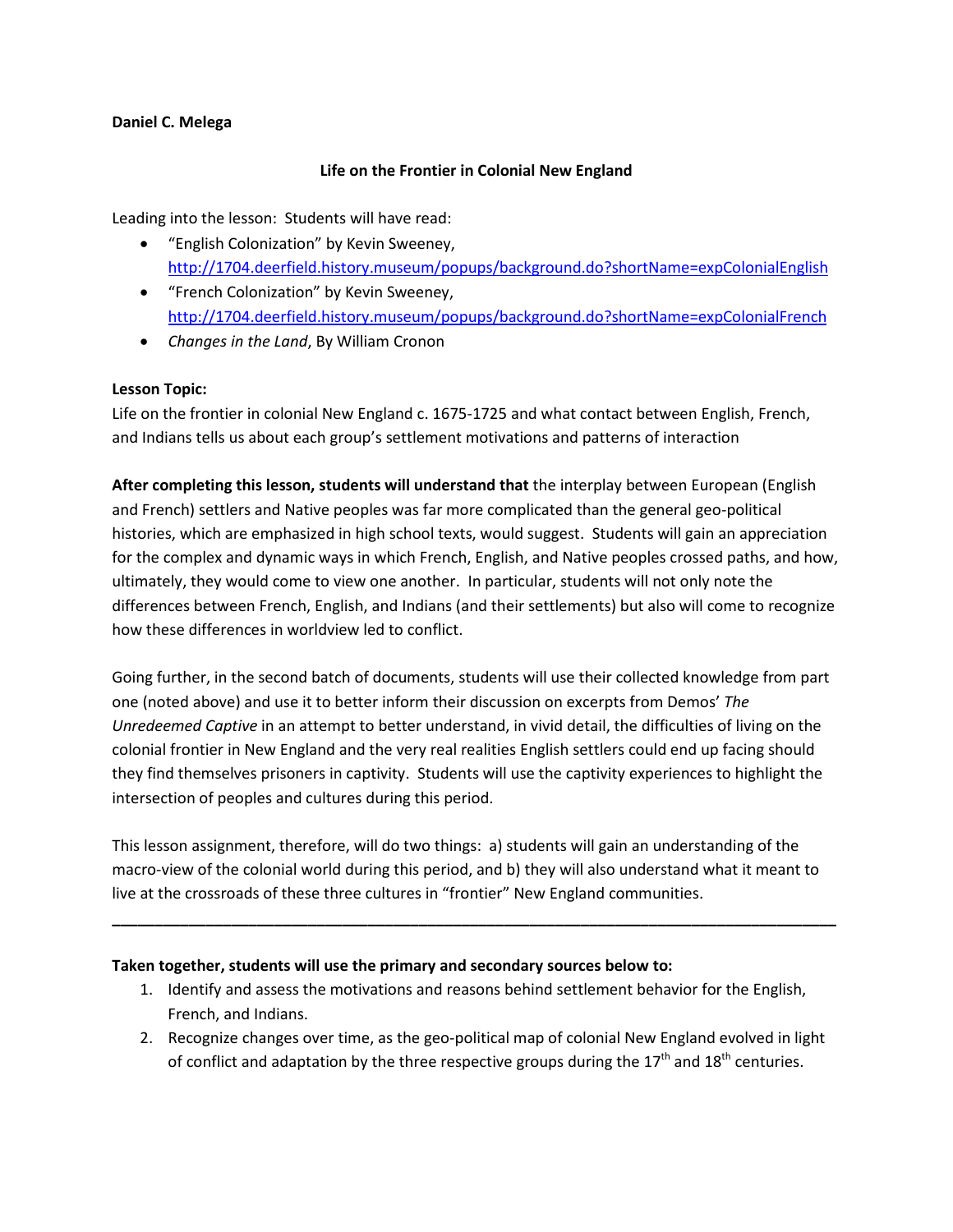**Daniel C. Melega**

# Life on the Frontier in Colonial New England

Leading into the lesson: Students will have read:

- "English Colonization" by Kevin Sweeney, http://1704.deerfield.history.museum/popups/background.do?shortName=expColonialEnglish
- "French Colonization" by Kevin Sweeney, http://1704.deerfield.history.museum/popups/background.do?shortName=expColonialFrench
- *Changes in the Land*, By William Cronon

**Lesson Topic:**

Life on the frontier in colonial New England c. 1675-1725 and what contact between English, French, and Indians tells us about each group's settlement motivations and patterns of interaction

**After completing this lesson, students will understand that** the interplay between European (English and French) settlers and Native peoples was far more complicated than the general geo-political histories, which are emphasized in high school texts, would suggest. Students will gain an appreciation for the complex and dynamic ways in which French, English, and Native peoples crossed paths, and how, ultimately, they would come to view one another. In particular, students will not only note the differences between French, English, and Indians (and their settlements) but also will come to recognize how these differences in worldview led to conflict.

Going further, in the second batch of documents, students will use their collected knowledge from part one (noted above) and use it to better inform their discussion on excerpts from Demos' *The Unredeemed Captive* in an attempt to better understand, in vivid detail, the difficulties of living on the colonial frontier in New England and the very real realities English settlers could end up facing should they find themselves prisoners in captivity. Students will use the captivity experiences to highlight the intersection of peoples and cultures during this period.

This lesson assignment, therefore, will do two things: a) students will gain an understanding of the macro-view of the colonial world during this period, and b) they will also understand what it meant to live at the crossroads of these three cultures in "frontier" New England communities.

---

**Taken together, students will use the primary and secondary sources below to:**

1. Identify and assess the motivations and reasons behind settlement behavior for the English, French, and Indians.
2. Recognize changes over time, as the geo-political map of colonial New England evolved in light of conflict and adaptation by the three respective groups during the 17th and 18th centuries.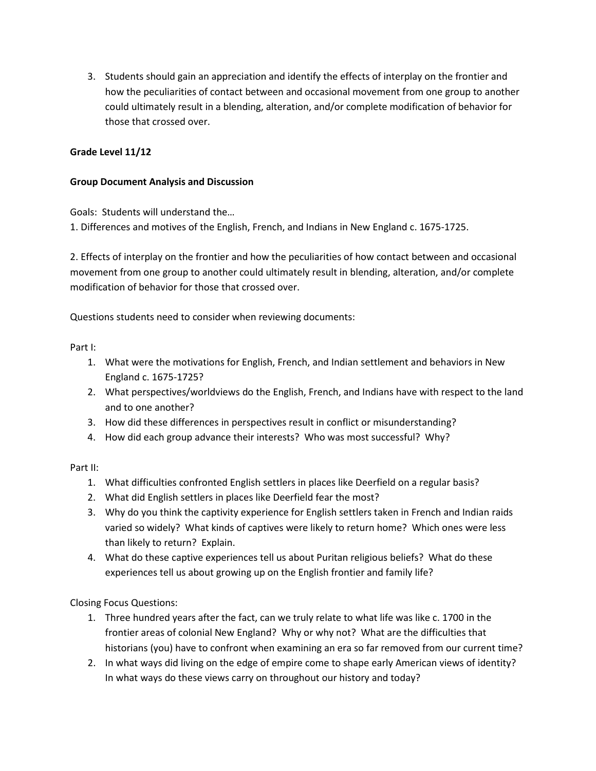3. Students should gain an appreciation and identify the effects of interplay on the frontier and how the peculiarities of contact between and occasional movement from one group to another could ultimately result in a blending, alteration, and/or complete modification of behavior for those that crossed over.

**Grade Level 11/12**

**Group Document Analysis and Discussion**

Goals: Students will understand the…

1. Differences and motives of the English, French, and Indians in New England c. 1675-1725.

2. Effects of interplay on the frontier and how the peculiarities of how contact between and occasional movement from one group to another could ultimately result in blending, alteration, and/or complete modification of behavior for those that crossed over.

Questions students need to consider when reviewing documents:

Part I:

1. What were the motivations for English, French, and Indian settlement and behaviors in New England c. 1675-1725?
2. What perspectives/worldviews do the English, French, and Indians have with respect to the land and to one another?
3. How did these differences in perspectives result in conflict or misunderstanding?
4. How did each group advance their interests? Who was most successful? Why?

Part II:

1. What difficulties confronted English settlers in places like Deerfield on a regular basis?
2. What did English settlers in places like Deerfield fear the most?
3. Why do you think the captivity experience for English settlers taken in French and Indian raids varied so widely? What kinds of captives were likely to return home? Which ones were less than likely to return? Explain.
4. What do these captive experiences tell us about Puritan religious beliefs? What do these experiences tell us about growing up on the English frontier and family life?

Closing Focus Questions:

1. Three hundred years after the fact, can we truly relate to what life was like c. 1700 in the frontier areas of colonial New England? Why or why not? What are the difficulties that historians (you) have to confront when examining an era so far removed from our current time?
2. In what ways did living on the edge of empire come to shape early American views of identity? In what ways do these views carry on throughout our history and today?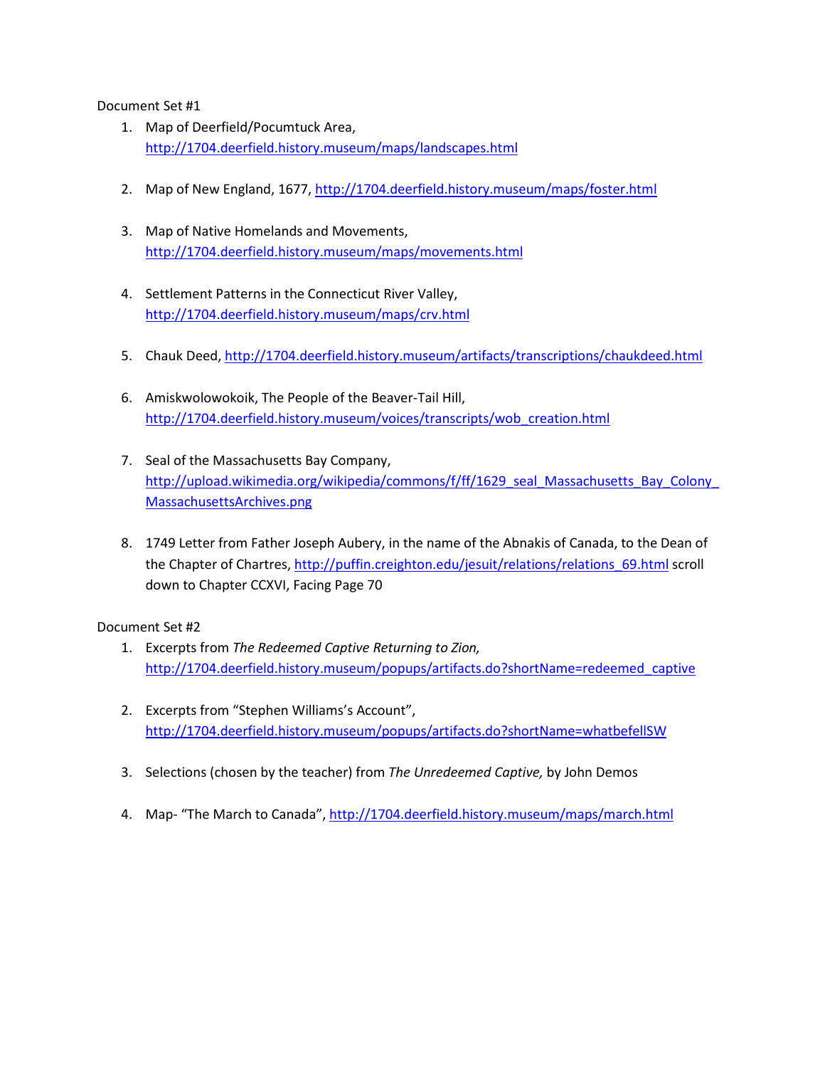Document Set #1

1. Map of Deerfield/Pocumtuck Area, http://1704.deerfield.history.museum/maps/landscapes.html

2. Map of New England, 1677, http://1704.deerfield.history.museum/maps/foster.html

3. Map of Native Homelands and Movements, http://1704.deerfield.history.museum/maps/movements.html

4. Settlement Patterns in the Connecticut River Valley, http://1704.deerfield.history.museum/maps/crv.html

5. Chauk Deed, http://1704.deerfield.history.museum/artifacts/transcriptions/chaukdeed.html

6. Amiskwolowokoik, The People of the Beaver-Tail Hill, http://1704.deerfield.history.museum/voices/transcripts/wob_creation.html

7. Seal of the Massachusetts Bay Company, http://upload.wikimedia.org/wikipedia/commons/f/ff/1629_seal_Massachusetts_Bay_Colony_MassachusettsArchives.png

8. 1749 Letter from Father Joseph Aubery, in the name of the Abnakis of Canada, to the Dean of the Chapter of Chartres, http://puffin.creighton.edu/jesuit/relations/relations_69.html scroll down to Chapter CCXVI, Facing Page 70

Document Set #2

1. Excerpts from *The Redeemed Captive Returning to Zion,* http://1704.deerfield.history.museum/popups/artifacts.do?shortName=redeemed_captive

2. Excerpts from "Stephen Williams's Account", http://1704.deerfield.history.museum/popups/artifacts.do?shortName=whatbefellSW

3. Selections (chosen by the teacher) from *The Unredeemed Captive,* by John Demos

4. Map- "The March to Canada", http://1704.deerfield.history.museum/maps/march.html